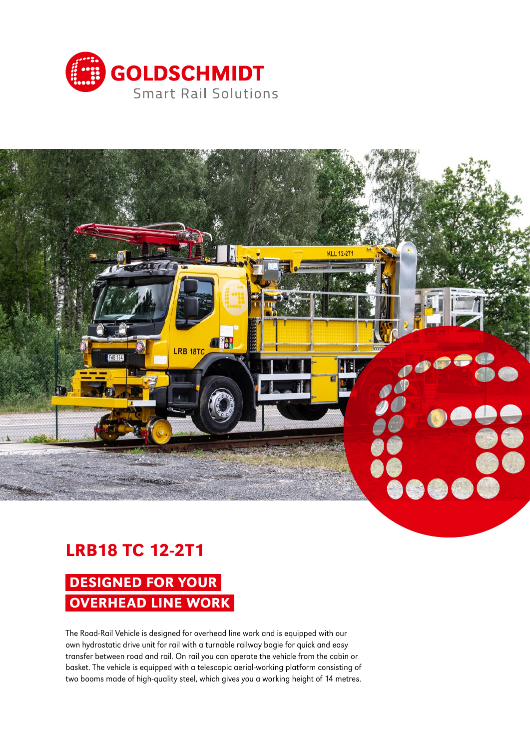GOLDSCHMIDT

Smart Rail Solutions

# LRB18 TC 12-2T1

## DESIGNED FOR YOUR OVERHEAD LINE WORK

The Road-Rail Vehicle is designed for overhead line work and is equipped with our own hydrostatic drive unit for rail with a turnable railway bogie for quick and easy transfer between road and rail. On rail you can operate the vehicle from the cabin or basket. The vehicle is equipped with a telescopic aerial-working platform consisting of two booms made of high-quality steel, which gives you a working height of 14 metres.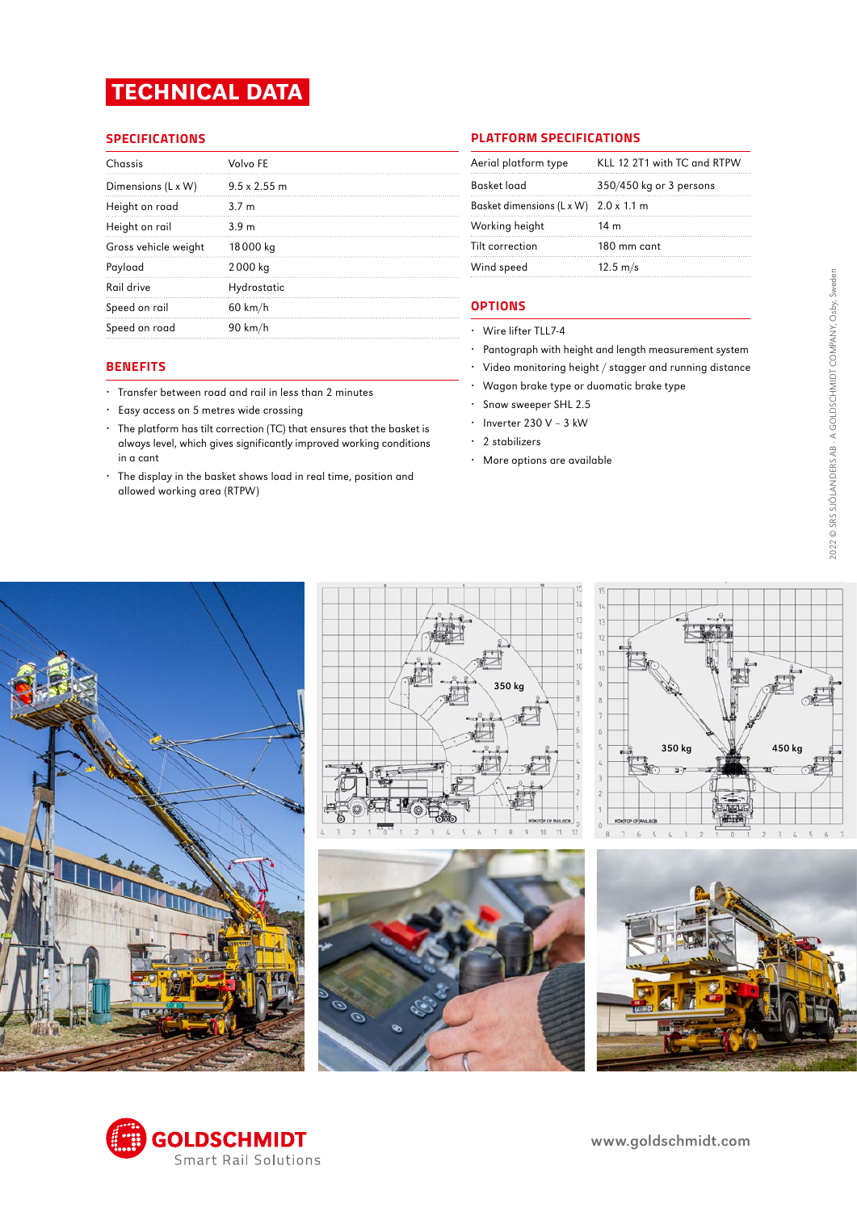# TECHNICAL DATA

## SPECIFICATIONS

| | |
|---|---|
| Chassis | Volvo FE |
| Dimensions (L x W) | 9.5 x 2.55 m |
| Height on road | 3.7 m |
| Height on rail | 3.9 m |
| Gross vehicle weight | 18 000 kg |
| Payload | 2 000 kg |
| Rail drive | Hydrostatic |
| Speed on rail | 60 km/h |
| Speed on road | 90 km/h |

## BENEFITS

- Transfer between road and rail in less than 2 minutes
- Easy access on 5 metres wide crossing
- The platform has tilt correction (TC) that ensures that the basket is always level, which gives significantly improved working conditions in a cant
- The display in the basket shows load in real time, position and allowed working area (RTPW)

## PLATFORM SPECIFICATIONS

| | |
|---|---|
| Aerial platform type | KLL 12 2T1 with TC and RTPW |
| Basket load | 350/450 kg or 3 persons |
| Basket dimensions (L x W) | 2.0 x 1.1 m |
| Working height | 14 m |
| Tilt correction | 180 mm cant |
| Wind speed | 12.5 m/s |

## OPTIONS

- Wire lifter TLL7-4
- Pantograph with height and length measurement system
- Video monitoring height / stagger and running distance
- Wagon brake type or duomatic brake type
- Snow sweeper SHL 2.5
- Inverter 230 V – 3 kW
- 2 stabilizers
- More options are available

350 kg

350 kg

450 kg

2022 © SRS SJÖLANDERS AB - A GOLDSCHMIDT COMPANY, Osby, Sweden

GOLDSCHMIDT
Smart Rail Solutions

www.goldschmidt.com